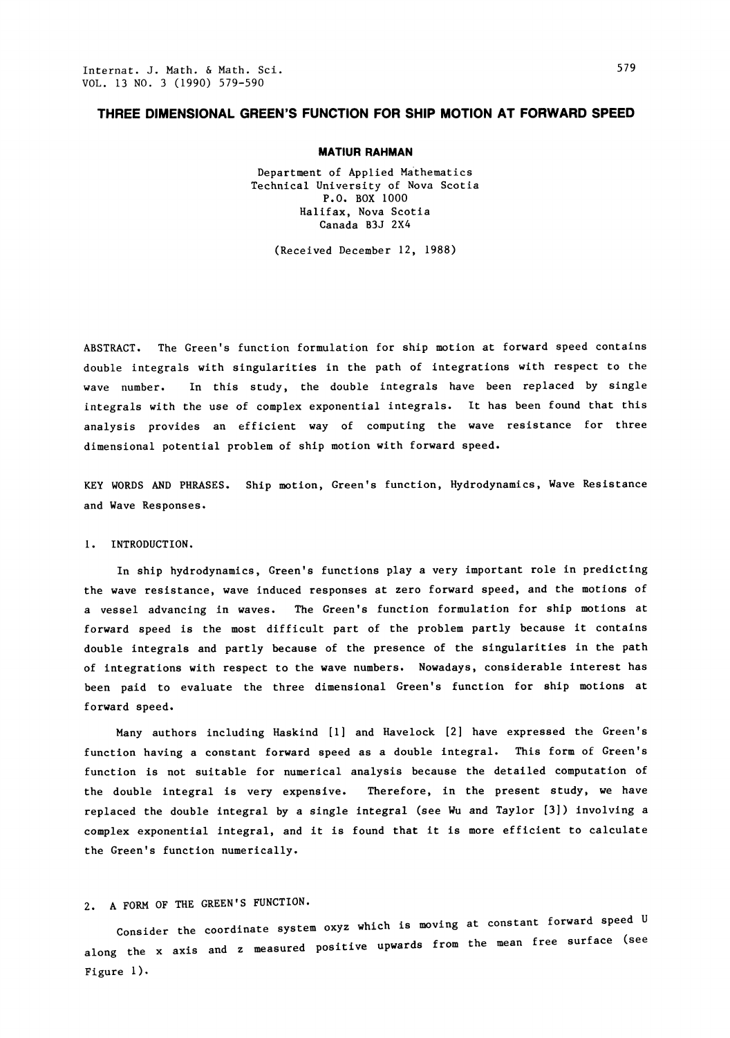# THREE DIMENSIONAL GREEN'S FUNCTION FOR SHIP MOTION AT FORWARD SPEED

**MATIUR RAHMAN**

Department of Applied Mathematics
Technical University of Nova Scotia
P.O. BOX 1000
Halifax, Nova Scotia
Canada B3J 2X4

(Received December 12, 1988)

ABSTRACT. The Green's function formulation for ship motion at forward speed contains double integrals with singularities in the path of integrations with respect to the wave number. In this study, the double integrals have been replaced by single integrals with the use of complex exponential integrals. It has been found that this analysis provides an efficient way of computing the wave resistance for three dimensional potential problem of ship motion with forward speed.

KEY WORDS AND PHRASES. Ship motion, Green's function, Hydrodynamics, Wave Resistance and Wave Responses.

## 1. INTRODUCTION.

In ship hydrodynamics, Green's functions play a very important role in predicting the wave resistance, wave induced responses at zero forward speed, and the motions of a vessel advancing in waves. The Green's function formulation for ship motions at forward speed is the most difficult part of the problem partly because it contains double integrals and partly because of the presence of the singularities in the path of integrations with respect to the wave numbers. Nowadays, considerable interest has been paid to evaluate the three dimensional Green's function for ship motions at forward speed.

Many authors including Haskind [1] and Havelock [2] have expressed the Green's function having a constant forward speed as a double integral. This form of Green's function is not suitable for numerical analysis because the detailed computation of the double integral is very expensive. Therefore, in the present study, we have replaced the double integral by a single integral (see Wu and Taylor [3]) involving a complex exponential integral, and it is found that it is more efficient to calculate the Green's function numerically.

## 2. A FORM OF THE GREEN'S FUNCTION.

Consider the coordinate system oxyz which is moving at constant forward speed U along the x axis and z measured positive upwards from the mean free surface (see Figure 1).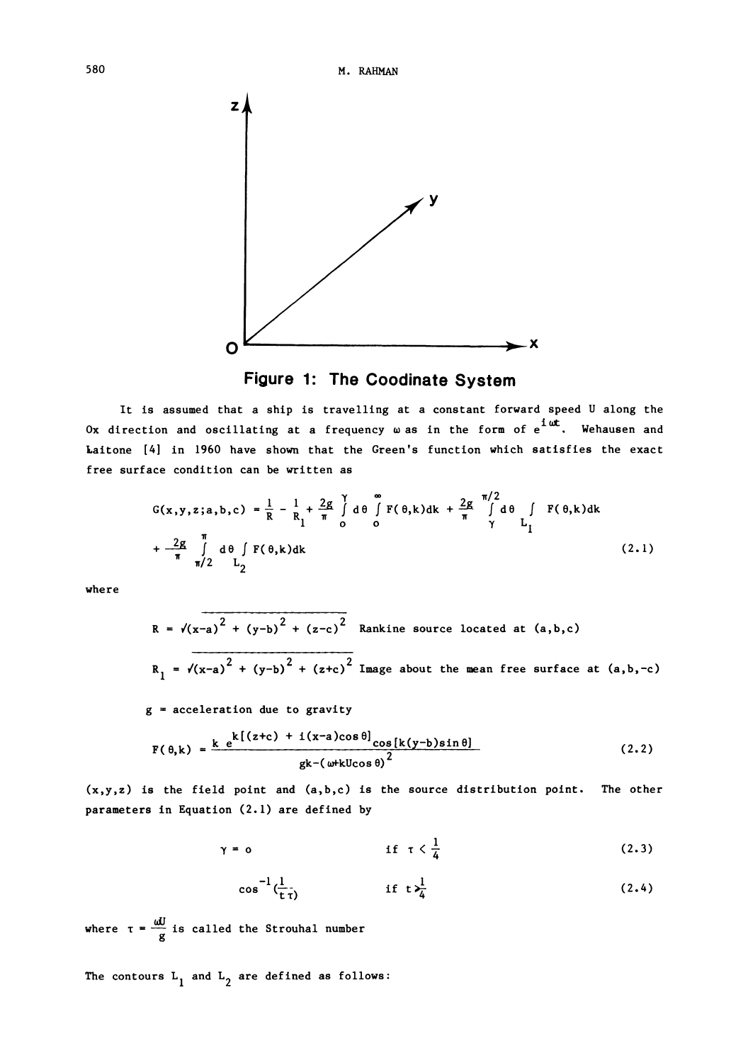**Figure 1: The Coodinate System**

It is assumed that a ship is travelling at a constant forward speed U along the Ox direction and oscillating at a frequency $\omega$ as in the form of $e^{i\omega t}$. Wehausen and Laitone [4] in 1960 have shown that the Green's function which satisfies the exact free surface condition can be written as

$$G(x,y,z;a,b,c) = \frac{1}{R} - \frac{1}{R_1} + \frac{2g}{\pi}\int_o^{\gamma} d\theta \int_o^{\infty} F(\theta,k)dk + \frac{2g}{\pi}\int_{\gamma}^{\pi/2} d\theta \int_{L_1} F(\theta,k)dk$$
$$+ \frac{2g}{\pi}\int_{\pi/2}^{\pi} d\theta \int_{L_2} F(\theta,k)dk \tag{2.1}$$

where

$R = \sqrt{(x-a)^2 + (y-b)^2 + (z-c)^2}$ Rankine source located at (a,b,c)

$R_1 = \sqrt{(x-a)^2 + (y-b)^2 + (z+c)^2}$ Image about the mean free surface at (a,b,-c)

g = acceleration due to gravity

$$F(\theta,k) = \frac{k\, e^{k[(z+c) + i(x-a)\cos\theta]}\cos[k(y-b)\sin\theta]}{gk-(\omega+kU\cos\theta)^2} \tag{2.2}$$

(x,y,z) is the field point and (a,b,c) is the source distribution point. The other parameters in Equation (2.1) are defined by

$$\gamma = o \qquad \text{if } \tau < \frac{1}{4} \tag{2.3}$$

$$\cos^{-1}\left(\frac{1}{t\tau}\right) \qquad \text{if } t > \frac{1}{4} \tag{2.4}$$

where $\tau = \frac{\omega U}{g}$ is called the Strouhal number

The contours $L_1$ and $L_2$ are defined as follows: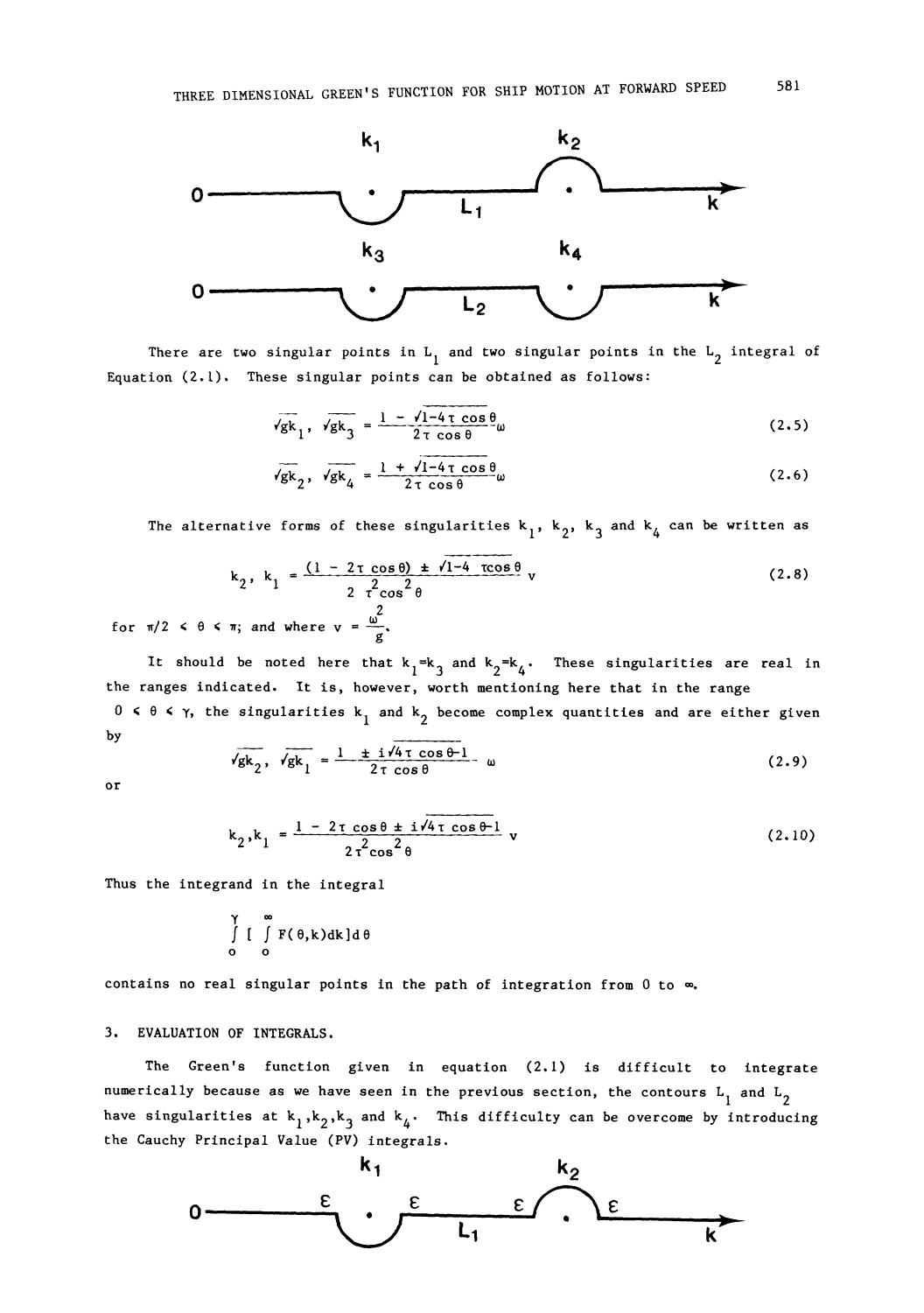There are two singular points in $L_1$ and two singular points in the $L_2$ integral of Equation (2.1). These singular points can be obtained as follows:

$$\sqrt{gk_1},\ \sqrt{gk_3} = \frac{1 - \sqrt{1-4\tau \cos\theta}}{2\tau \cos\theta}\omega \tag{2.5}$$

$$\sqrt{gk_2},\ \sqrt{gk_4} = \frac{1 + \sqrt{1-4\tau \cos\theta}}{2\tau \cos\theta}\omega \tag{2.6}$$

The alternative forms of these singularities $k_1$, $k_2$, $k_3$ and $k_4$ can be written as

$$k_2,\ k_1 = \frac{(1 - 2\tau \cos\theta) \pm \sqrt{1-4\ \tau\cos\theta}}{2\ \tau^2\cos^2\theta}\ v \tag{2.8}$$

for $\pi/2 < \theta < \pi$; and where $v = \frac{\omega^2}{g}$.

It should be noted here that $k_1=k_3$ and $k_2=k_4$. These singularities are real in the ranges indicated. It is, however, worth mentioning here that in the range $0 < \theta < \gamma$, the singularities $k_1$ and $k_2$ become complex quantities and are either given by

$$\sqrt{gk_2},\ \sqrt{gk_1} = \frac{1 \pm i\sqrt{4\tau \cos\theta-1}}{2\tau \cos\theta}\ \omega \tag{2.9}$$

or

$$k_2,k_1 = \frac{1 - 2\tau \cos\theta \pm i\sqrt{4\tau \cos\theta-1}}{2\tau^2\cos^2\theta}\ v \tag{2.10}$$

Thus the integrand in the integral

$$\int_0^{\gamma} \left[ \int_0^{\infty} F(\theta,k)dk\right] d\theta$$

contains no real singular points in the path of integration from 0 to $\infty$.

## 3. EVALUATION OF INTEGRALS.

The Green's function given in equation (2.1) is difficult to integrate numerically because as we have seen in the previous section, the contours $L_1$ and $L_2$ have singularities at $k_1$,$k_2$,$k_3$ and $k_4$. This difficulty can be overcome by introducing the Cauchy Principal Value (PV) integrals.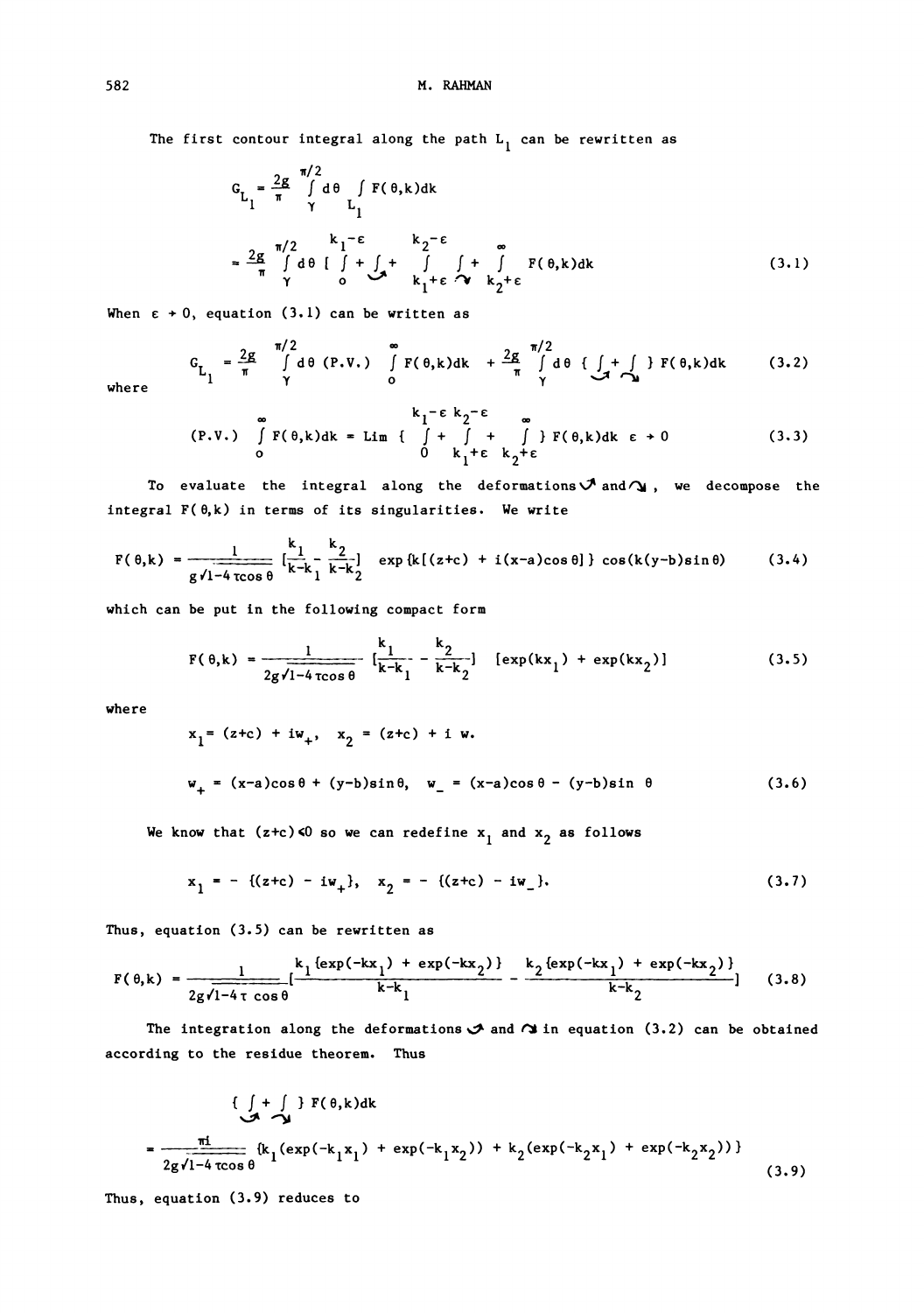The first contour integral along the path $L_1$ can be rewritten as

$$G_{L_1} = \frac{2g}{\pi} \int_{\gamma}^{\pi/2} d\theta \int_{L_1} F(\theta,k)dk$$

$$= \frac{2g}{\pi} \int_{\gamma}^{\pi/2} d\theta \left[ \int_{o}^{k_1-\epsilon} + \int_{\circlearrowleft} + \int_{k_1+\epsilon}^{k_2-\epsilon} \int_{\curvearrowright} + \int_{k_2+\epsilon}^{\infty} F(\theta,k)dk \right. \tag{3.1}$$

When $\epsilon \to 0$, equation (3.1) can be written as

$$G_{L_1} = \frac{2g}{\pi} \int_{\gamma}^{\pi/2} d\theta \; (\text{P.V.}) \int_{o}^{\infty} F(\theta,k)dk \; + \frac{2g}{\pi} \int_{\gamma}^{\pi/2} d\theta \; \{ \int_{\circlearrowleft} + \int_{\curvearrowright} \} \; F(\theta,k)dk \tag{3.2}$$

where

$$(\text{P.V.}) \int_{o}^{\infty} F(\theta,k)dk = \text{Lim} \; \{ \int_{0}^{k_1-\epsilon} + \int_{k_1+\epsilon}^{k_2-\epsilon} + \int_{k_2+\epsilon}^{\infty} \} \; F(\theta,k)dk \quad \epsilon \to 0 \tag{3.3}$$

To evaluate the integral along the deformations $\circlearrowleft$ and $\curvearrowright$, we decompose the integral $F(\theta,k)$ in terms of its singularities. We write

$$F(\theta,k) = \frac{1}{g\sqrt{1-4\tau\cos\theta}} \left[\frac{k_1}{k-k_1} - \frac{k_2}{k-k_2}\right] \; \exp\{k[(z+c) + i(x-a)\cos\theta]\} \cos(k(y-b)\sin\theta) \tag{3.4}$$

which can be put in the following compact form

$$F(\theta,k) = \frac{1}{2g\sqrt{1-4\tau\cos\theta}} \left[\frac{k_1}{k-k_1} - \frac{k_2}{k-k_2}\right] \; [\exp(kx_1) + \exp(kx_2)] \tag{3.5}$$

where

$$x_1 = (z+c) + iw_+, \quad x_2 = (z+c) + i\,w.$$

$$w_+ = (x-a)\cos\theta + (y-b)\sin\theta, \quad w_- = (x-a)\cos\theta - (y-b)\sin\theta \tag{3.6}$$

We know that $(z+c) < 0$ so we can redefine $x_1$ and $x_2$ as follows

$$x_1 = -\{(z+c) - iw_+\}, \quad x_2 = -\{(z+c) - iw_-\}. \tag{3.7}$$

Thus, equation (3.5) can be rewritten as

$$F(\theta,k) = \frac{1}{2g\sqrt{1-4\tau\cos\theta}} \left[\frac{k_1\{\exp(-kx_1) + \exp(-kx_2)\}}{k-k_1} - \frac{k_2\{\exp(-kx_1) + \exp(-kx_2)\}}{k-k_2}\right] \tag{3.8}$$

The integration along the deformations $\circlearrowleft$ and $\curvearrowright$ in equation (3.2) can be obtained according to the residue theorem. Thus

$$\{ \int_{\circlearrowleft} + \int_{\curvearrowright} \} \; F(\theta,k)dk$$

$$= \frac{\pi i}{2g\sqrt{1-4\tau\cos\theta}} \{k_1(\exp(-k_1x_1) + \exp(-k_1x_2)) + k_2(\exp(-k_2x_1) + \exp(-k_2x_2))\} \tag{3.9}$$

Thus, equation (3.9) reduces to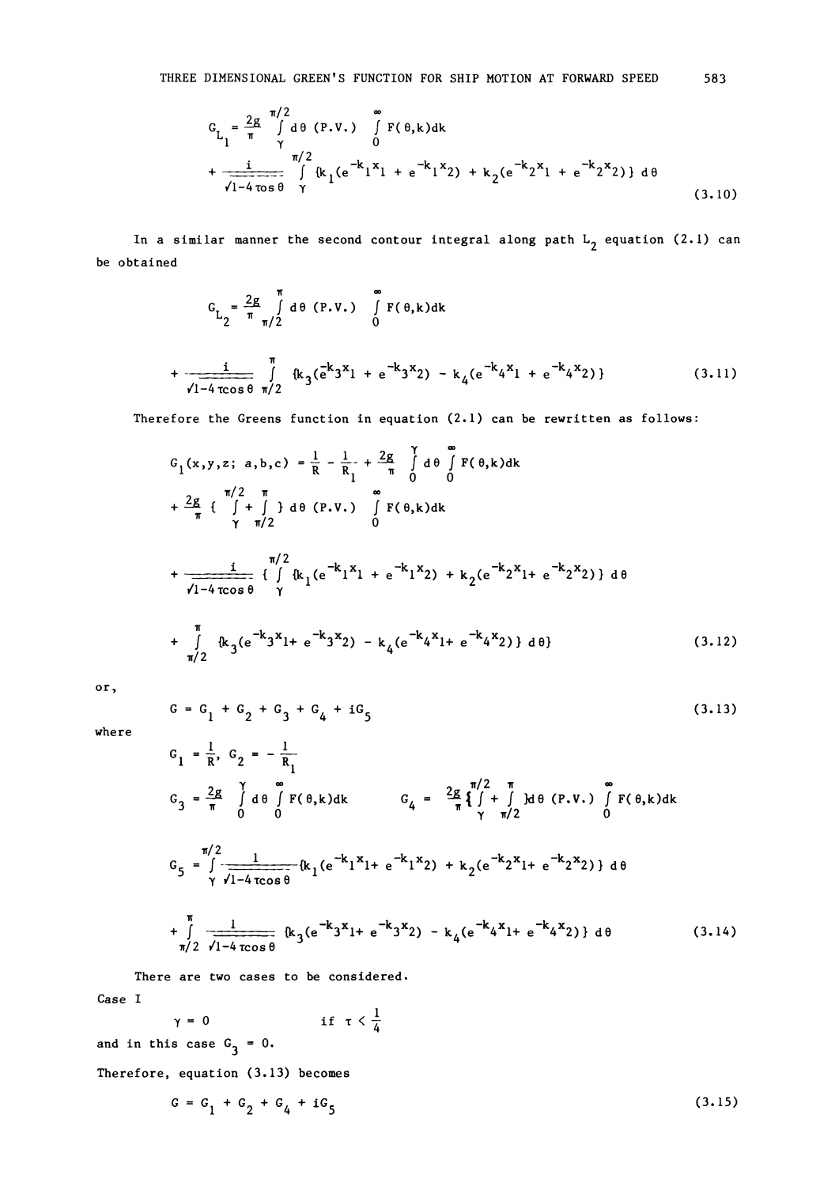$$G_{L_1} = \frac{2g}{\pi} \int_{\gamma}^{\pi/2} d\theta \text{ (P.V.) } \int_0^{\infty} F(\theta,k)dk$$

$$+ \frac{i}{\sqrt{1-4\tau\cos\theta}} \int_{\gamma}^{\pi/2} \{k_1(e^{-k_1 x_1} + e^{-k_1 x_2}) + k_2(e^{-k_2 x_1} + e^{-k_2 x_2})\} \, d\theta \tag{3.10}$$

In a similar manner the second contour integral along path $L_2$ equation (2.1) can be obtained

$$G_{L_2} = \frac{2g}{\pi} \int_{\pi/2}^{\pi} d\theta \text{ (P.V.) } \int_0^{\infty} F(\theta,k)dk$$

$$+ \frac{i}{\sqrt{1-4\tau\cos\theta}} \int_{\pi/2}^{\pi} \{k_3(e^{-k_3 x_1} + e^{-k_3 x_2}) - k_4(e^{-k_4 x_1} + e^{-k_4 x_2})\} \tag{3.11}$$

Therefore the Greens function in equation (2.1) can be rewritten as follows:

$$G_1(x,y,z;\, a,b,c) = \frac{1}{R} - \frac{1}{R_1} + \frac{2g}{\pi} \int_0^{\gamma} d\theta \int_0^{\infty} F(\theta,k)dk$$

$$+ \frac{2g}{\pi} \{ \int_{\gamma}^{\pi/2} + \int_{\pi/2}^{\pi} \} \, d\theta \text{ (P.V.) } \int_0^{\infty} F(\theta,k)dk$$

$$+ \frac{i}{\sqrt{1-4\tau\cos\theta}} \{ \int_{\gamma}^{\pi/2} \{k_1(e^{-k_1 x_1} + e^{-k_1 x_2}) + k_2(e^{-k_2 x_1} + e^{-k_2 x_2})\} \, d\theta$$

$$+ \int_{\pi/2}^{\pi} \{k_3(e^{-k_3 x_1} + e^{-k_3 x_2}) - k_4(e^{-k_4 x_1} + e^{-k_4 x_2})\} \, d\theta\} \tag{3.12}$$

or,

$$G = G_1 + G_2 + G_3 + G_4 + iG_5 \tag{3.13}$$

where

$$G_1 = \frac{1}{R}, \quad G_2 = -\frac{1}{R_1}$$

$$G_3 = \frac{2g}{\pi} \int_0^{\gamma} d\theta \int_0^{\infty} F(\theta,k)dk \qquad G_4 = \frac{2g}{\pi} \{ \int_{\gamma}^{\pi/2} + \int_{\pi/2}^{\pi} \} d\theta \text{ (P.V.) } \int_0^{\infty} F(\theta,k)dk$$

$$G_5 = \int_{\gamma}^{\pi/2} \frac{1}{\sqrt{1-4\tau\cos\theta}} \{k_1(e^{-k_1 x_1} + e^{-k_1 x_2}) + k_2(e^{-k_2 x_1} + e^{-k_2 x_2})\} \, d\theta$$

$$+ \int_{\pi/2}^{\pi} \frac{1}{\sqrt{1-4\tau\cos\theta}} \{k_3(e^{-k_3 x_1} + e^{-k_3 x_2}) - k_4(e^{-k_4 x_1} + e^{-k_4 x_2})\} \, d\theta \tag{3.14}$$

There are two cases to be considered.

Case I

$$\gamma = 0 \qquad \text{if } \tau < \frac{1}{4}$$

and in this case $G_3 = 0$.

Therefore, equation (3.13) becomes

$$G = G_1 + G_2 + G_4 + iG_5 \tag{3.15}$$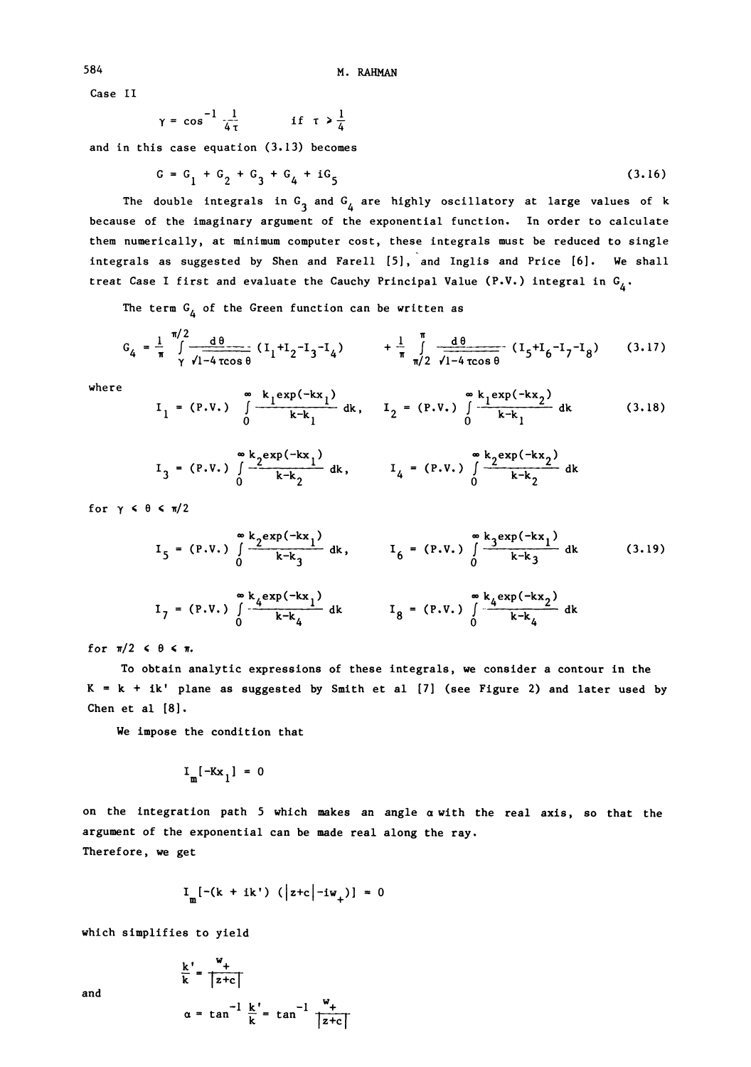Case II

$$\gamma = \cos^{-1} \frac{1}{4\tau} \qquad \text{if } \tau > \frac{1}{4}$$

and in this case equation (3.13) becomes

$$G = G_1 + G_2 + G_3 + G_4 + iG_5 \tag{3.16}$$

The double integrals in $G_3$ and $G_4$ are highly oscillatory at large values of k because of the imaginary argument of the exponential function. In order to calculate them numerically, at minimum computer cost, these integrals must be reduced to single integrals as suggested by Shen and Farell [5], and Inglis and Price [6]. We shall treat Case I first and evaluate the Cauchy Principal Value (P.V.) integral in $G_4$.

The term $G_4$ of the Green function can be written as

$$G_4 = \frac{1}{\pi} \int_{\gamma}^{\pi/2} \frac{d\theta}{\sqrt{1-4\tau\cos\theta}} (I_1+I_2-I_3-I_4) \qquad + \frac{1}{\pi} \int_{\pi/2}^{\pi} \frac{d\theta}{\sqrt{1-4\tau\cos\theta}} (I_5+I_6-I_7-I_8) \tag{3.17}$$

where

$$I_1 = (\text{P.V.}) \int_0^\infty \frac{k_1 \exp(-kx_1)}{k-k_1} dk, \quad I_2 = (\text{P.V.}) \int_0^\infty \frac{k_1 \exp(-kx_2)}{k-k_1} dk \tag{3.18}$$

$$I_3 = (\text{P.V.}) \int_0^\infty \frac{k_2 \exp(-kx_1)}{k-k_2} dk, \qquad I_4 = (\text{P.V.}) \int_0^\infty \frac{k_2 \exp(-kx_2)}{k-k_2} dk$$

for $\gamma \leq \theta \leq \pi/2$

$$I_5 = (\text{P.V.}) \int_0^\infty \frac{k_2 \exp(-kx_1)}{k-k_3} dk, \qquad I_6 = (\text{P.V.}) \int_0^\infty \frac{k_3 \exp(-kx_1)}{k-k_3} dk \tag{3.19}$$

$$I_7 = (\text{P.V.}) \int_0^\infty \frac{k_4 \exp(-kx_1)}{k-k_4} dk \qquad I_8 = (\text{P.V.}) \int_0^\infty \frac{k_4 \exp(-kx_2)}{k-k_4} dk$$

for $\pi/2 \leq \theta \leq \pi$.

To obtain analytic expressions of these integrals, we consider a contour in the $K = k + ik'$ plane as suggested by Smith et al [7] (see Figure 2) and later used by Chen et al [8].

We impose the condition that

$$I_m[-Kx_1] = 0$$

on the integration path 5 which makes an angle $\alpha$ with the real axis, so that the argument of the exponential can be made real along the ray.

Therefore, we get

$$I_m[-(k + ik')(|z+c| - iw_+)] = 0$$

which simplifies to yield

$$\frac{k'}{k} = \frac{w_+}{|z+c|}$$

and

$$\alpha = \tan^{-1} \frac{k'}{k} = \tan^{-1} \frac{w_+}{|z+c|}$$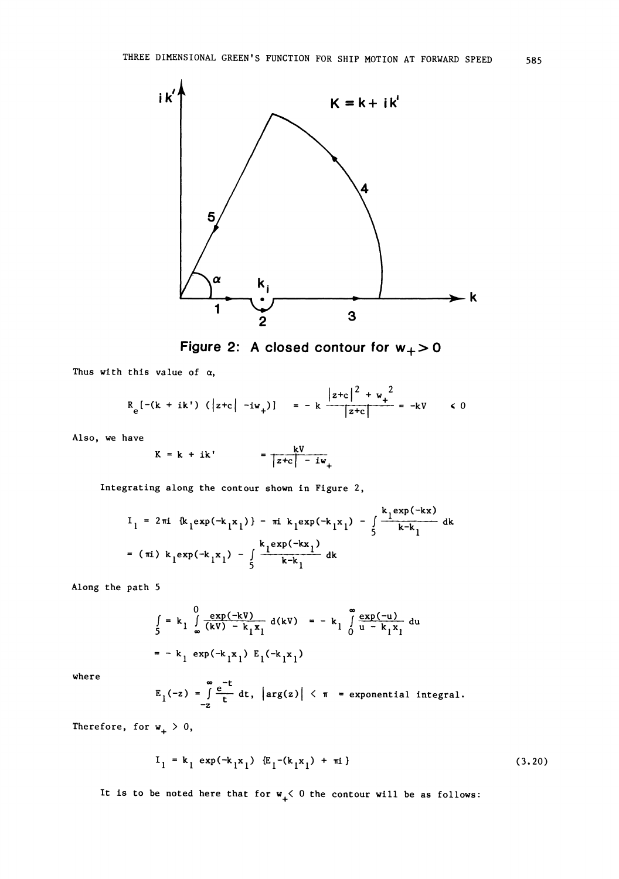**Figure 2: A closed contour for $w_+ > 0$**

Thus with this value of $\alpha$,

$$R_e[-(k + ik')\ (|z+c|\ -iw_+)] \quad = -\ k\ \frac{|z+c|^2 + w_+^{\ 2}}{|z+c|} = -kV \quad < 0$$

Also, we have

$$K = k + ik' \quad = \frac{kV}{|z+c|\ -\ iw_+}$$

Integrating along the contour shown in Figure 2,

$$I_1 = 2\pi i\ \{k_1 \exp(-k_1 x_1)\} - \pi i\ k_1 \exp(-k_1 x_1) - \int_5 \frac{k_1 \exp(-kx)}{k-k_1}\, dk$$

$$= (\pi i)\ k_1 \exp(-k_1 x_1) - \int_5 \frac{k_1 \exp(-kx_1)}{k-k_1}\, dk$$

Along the path 5

$$\int_5 = k_1 \int_\infty^0 \frac{\exp(-kV)}{(kV) - k_1 x_1}\, d(kV) \quad = -\ k_1 \int_0^\infty \frac{\exp(-u)}{u - k_1 x_1}\, du$$

$$= -\ k_1\ \exp(-k_1 x_1)\ E_1(-k_1 x_1)$$

where

$$E_1(-z) = \int_{-z}^{\infty} \frac{e^{-t}}{t}\, dt, \quad |\arg(z)| < \pi \quad = \text{exponential integral.}$$

Therefore, for $w_+ > 0$,

$$I_1 = k_1\ \exp(-k_1 x_1)\ \{E_1 - (k_1 x_1) + \pi i\} \tag{3.20}$$

It is to be noted here that for $w_+ < 0$ the contour will be as follows: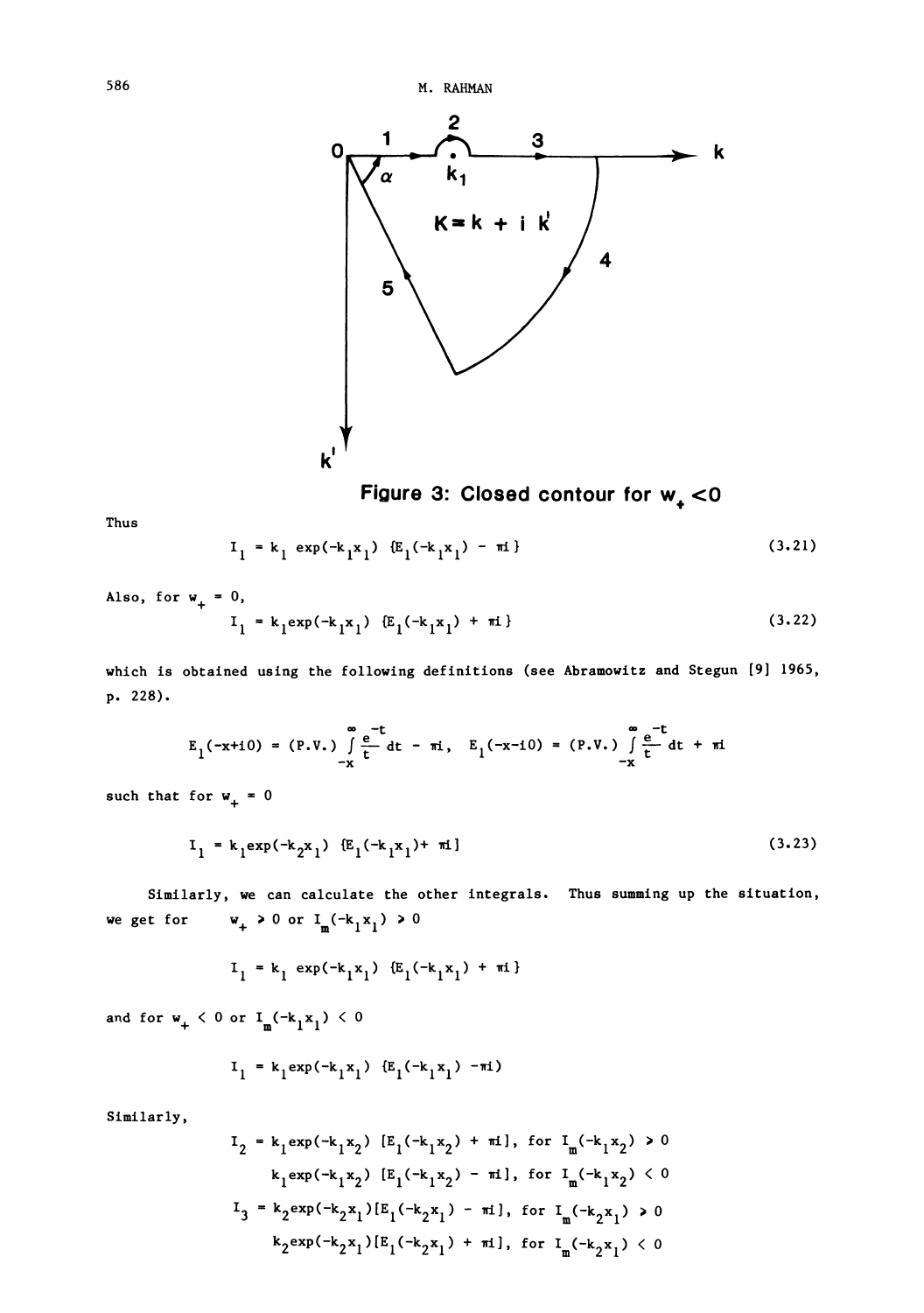Figure 3: Closed contour for $w_+ < 0$

Thus

$$I_1 = k_1 \exp(-k_1 x_1) \{E_1(-k_1 x_1) - \pi i\} \tag{3.21}$$

Also, for $w_+ = 0$,

$$I_1 = k_1 \exp(-k_1 x_1) \{E_1(-k_1 x_1) + \pi i\} \tag{3.22}$$

which is obtained using the following definitions (see Abramowitz and Stegun [9] 1965, p. 228).

$$E_1(-x+i0) = (\text{P.V.}) \int_{-x}^{\infty} \frac{e^{-t}}{t} dt - \pi i, \quad E_1(-x-i0) = (\text{P.V.}) \int_{-x}^{\infty} \frac{e^{-t}}{t} dt + \pi i$$

such that for $w_+ = 0$

$$I_1 = k_1 \exp(-k_2 x_1) \{E_1(-k_1 x_1) + \pi i]\tag{3.23}$$

Similarly, we can calculate the other integrals. Thus summing up the situation, we get for $w_+ > 0$ or $I_m(-k_1 x_1) > 0$

$$I_1 = k_1 \exp(-k_1 x_1) \{E_1(-k_1 x_1) + \pi i\}$$

and for $w_+ < 0$ or $I_m(-k_1 x_1) < 0$

$$I_1 = k_1 \exp(-k_1 x_1) \{E_1(-k_1 x_1) - \pi i)$$

Similarly,

$$I_2 = k_1 \exp(-k_1 x_2) [E_1(-k_1 x_2) + \pi i], \text{ for } I_m(-k_1 x_2) > 0$$

$$\phantom{I_2 = } k_1 \exp(-k_1 x_2) [E_1(-k_1 x_2) - \pi i], \text{ for } I_m(-k_1 x_2) < 0$$

$$I_3 = k_2 \exp(-k_2 x_1) [E_1(-k_2 x_1) - \pi i], \text{ for } I_m(-k_2 x_1) > 0$$

$$\phantom{I_3 = } k_2 \exp(-k_2 x_1) [E_1(-k_2 x_1) + \pi i], \text{ for } I_m(-k_2 x_1) < 0$$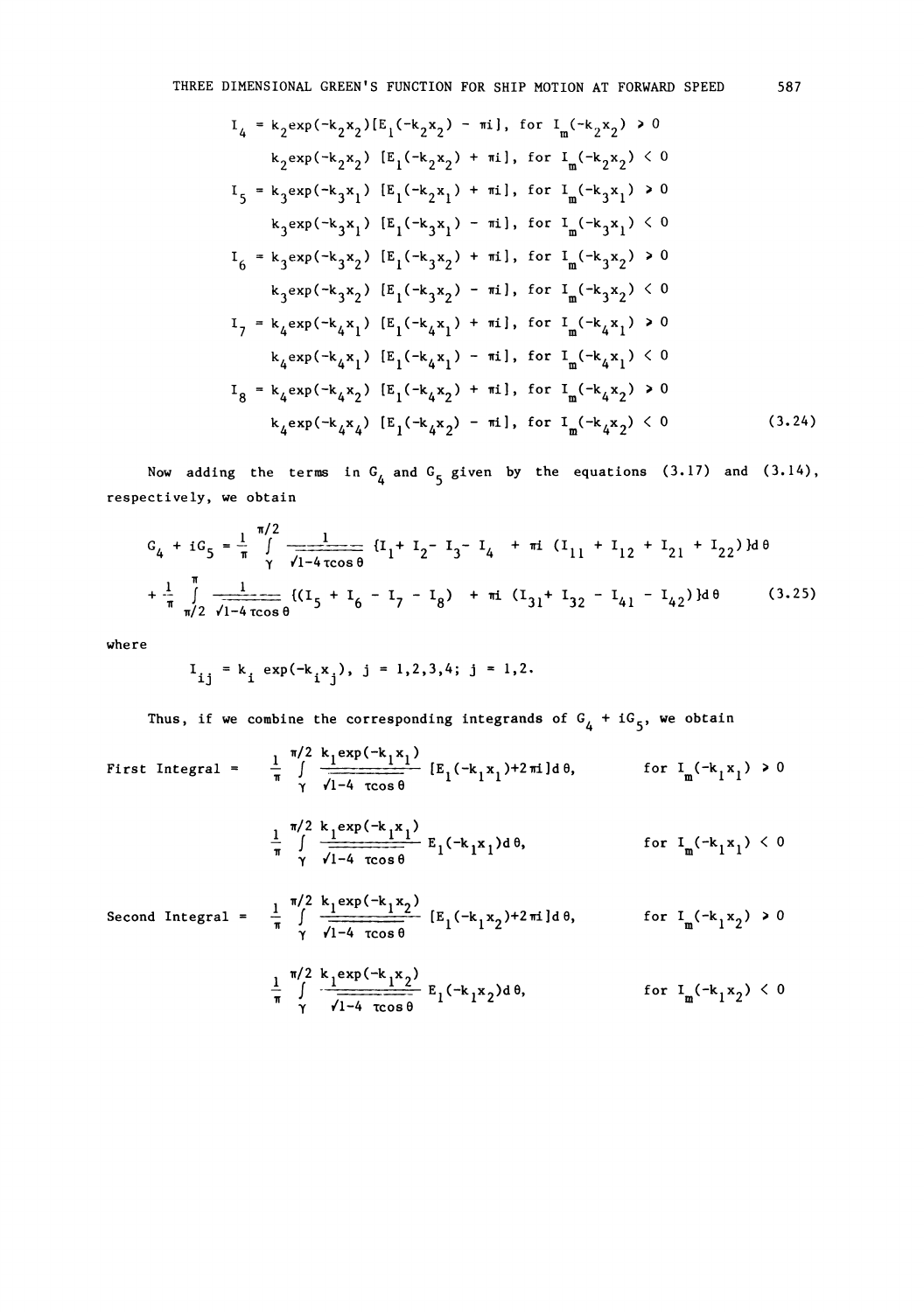$$
\begin{aligned}
I_4 &= k_2 \exp(-k_2 x_2)[E_1(-k_2 x_2) - \pi i], \text{ for } I_m(-k_2 x_2) > 0 \\
&\quad k_2 \exp(-k_2 x_2)\,[E_1(-k_2 x_2) + \pi i], \text{ for } I_m(-k_2 x_2) < 0 \\
I_5 &= k_3 \exp(-k_3 x_1)\,[E_1(-k_2 x_1) + \pi i], \text{ for } I_m(-k_3 x_1) > 0 \\
&\quad k_3 \exp(-k_3 x_1)\,[E_1(-k_3 x_1) - \pi i], \text{ for } I_m(-k_3 x_1) < 0 \\
I_6 &= k_3 \exp(-k_3 x_2)\,[E_1(-k_3 x_2) + \pi i], \text{ for } I_m(-k_3 x_2) > 0 \\
&\quad k_3 \exp(-k_3 x_2)\,[E_1(-k_3 x_2) - \pi i], \text{ for } I_m(-k_3 x_2) < 0 \\
I_7 &= k_4 \exp(-k_4 x_1)\,[E_1(-k_4 x_1) + \pi i], \text{ for } I_m(-k_4 x_1) > 0 \\
&\quad k_4 \exp(-k_4 x_1)\,[E_1(-k_4 x_1) - \pi i], \text{ for } I_m(-k_4 x_1) < 0 \\
I_8 &= k_4 \exp(-k_4 x_2)\,[E_1(-k_4 x_2) + \pi i], \text{ for } I_m(-k_4 x_2) > 0 \\
&\quad k_4 \exp(-k_4 x_4)\,[E_1(-k_4 x_2) - \pi i], \text{ for } I_m(-k_4 x_2) < 0
\end{aligned}
\tag{3.24}
$$

Now adding the terms in $G_4$ and $G_5$ given by the equations (3.17) and (3.14), respectively, we obtain

$$
\begin{aligned}
G_4 + iG_5 &= \frac{1}{\pi} \int_{\gamma}^{\pi/2} \frac{1}{\sqrt{1-4\tau\cos\theta}} \{I_1 + I_2 - I_3 - I_4 + \pi i\,(I_{11} + I_{12} + I_{21} + I_{22})\} d\theta \\
&+ \frac{1}{\pi} \int_{\pi/2}^{\pi} \frac{1}{\sqrt{1-4\tau\cos\theta}} \{(I_5 + I_6 - I_7 - I_8) + \pi i\,(I_{31} + I_{32} - I_{41} - I_{42})\} d\theta
\end{aligned}
\tag{3.25}
$$

where

$$
I_{ij} = k_i \exp(-k_i x_j),\ j = 1,2,3,4;\ j = 1,2.
$$

Thus, if we combine the corresponding integrands of $G_4 + iG_5$, we obtain

First Integral $= \dfrac{1}{\pi} \displaystyle\int_{\gamma}^{\pi/2} \frac{k_1 \exp(-k_1 x_1)}{\sqrt{1-4\tau\cos\theta}} [E_1(-k_1 x_1) + 2\pi i] d\theta,$ for $I_m(-k_1 x_1) > 0$

$\dfrac{1}{\pi} \displaystyle\int_{\gamma}^{\pi/2} \frac{k_1 \exp(-k_1 x_1)}{\sqrt{1-4\tau\cos\theta}} E_1(-k_1 x_1) d\theta,$ for $I_m(-k_1 x_1) < 0$

Second Integral $= \dfrac{1}{\pi} \displaystyle\int_{\gamma}^{\pi/2} \frac{k_1 \exp(-k_1 x_2)}{\sqrt{1-4\tau\cos\theta}} [E_1(-k_1 x_2) + 2\pi i] d\theta,$ for $I_m(-k_1 x_2) > 0$

$\dfrac{1}{\pi} \displaystyle\int_{\gamma}^{\pi/2} \frac{k_1 \exp(-k_1 x_2)}{\sqrt{1-4\tau\cos\theta}} E_1(-k_1 x_2) d\theta,$ for $I_m(-k_1 x_2) < 0$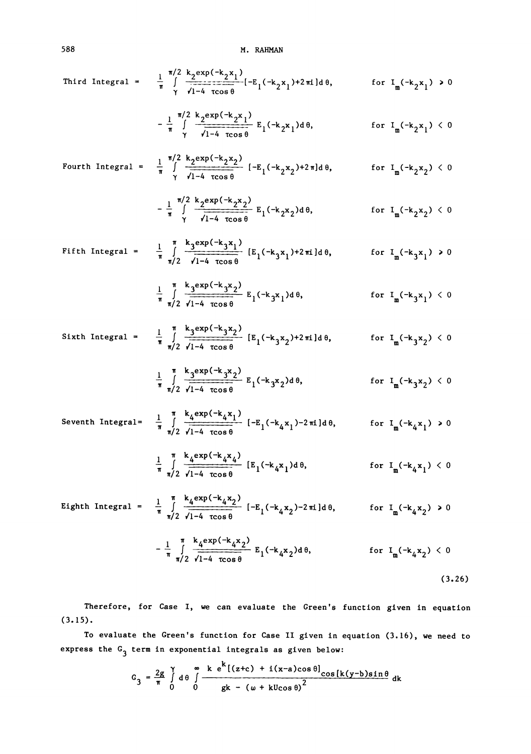Third Integral = $\frac{1}{\pi}\int_{\gamma}^{\pi/2} \frac{k_2 \exp(-k_2 x_1)}{\sqrt{1-4\tau\cos\theta}}[-E_1(-k_2x_1)+2\pi i]d\theta$, for $I_m(-k_2x_1) > 0$

$-\frac{1}{\pi}\int_{\gamma}^{\pi/2} \frac{k_2 \exp(-k_2 x_1)}{\sqrt{1-4\tau\cos\theta}} E_1(-k_2x_1)d\theta$, for $I_m(-k_2x_1) < 0$

Fourth Integral = $\frac{1}{\pi}\int_{\gamma}^{\pi/2} \frac{k_2 \exp(-k_2 x_2)}{\sqrt{1-4\tau\cos\theta}}[-E_1(-k_2x_2)+2\pi]d\theta$, for $I_m(-k_2x_2) < 0$

$-\frac{1}{\pi}\int_{\gamma}^{\pi/2} \frac{k_2 \exp(-k_2 x_2)}{\sqrt{1-4\tau\cos\theta}} E_1(-k_2x_2)d\theta$, for $I_m(-k_2x_2) < 0$

Fifth Integral = $\frac{1}{\pi}\int_{\pi/2}^{\pi} \frac{k_3 \exp(-k_3 x_1)}{\sqrt{1-4\tau\cos\theta}}[E_1(-k_3x_1)+2\pi i]d\theta$, for $I_m(-k_3x_1) > 0$

$\frac{1}{\pi}\int_{\pi/2}^{\pi} \frac{k_3 \exp(-k_3 x_2)}{\sqrt{1-4\tau\cos\theta}} E_1(-k_3x_1)d\theta$, for $I_m(-k_3x_1) < 0$

Sixth Integral = $\frac{1}{\pi}\int_{\pi/2}^{\pi} \frac{k_3 \exp(-k_3 x_2)}{\sqrt{1-4\tau\cos\theta}}[E_1(-k_3x_2)+2\pi i]d\theta$, for $I_m(-k_3x_2) < 0$

$\frac{1}{\pi}\int_{\pi/2}^{\pi} \frac{k_3 \exp(-k_3 x_2)}{\sqrt{1-4\tau\cos\theta}} E_1(-k_3x_2)d\theta$, for $I_m(-k_3x_2) < 0$

Seventh Integral= $\frac{1}{\pi}\int_{\pi/2}^{\pi} \frac{k_4 \exp(-k_4 x_1)}{\sqrt{1-4\tau\cos\theta}}[-E_1(-k_4x_1)-2\pi i]d\theta$, for $I_m(-k_4x_1) > 0$

$\frac{1}{\pi}\int_{\pi/2}^{\pi} \frac{k_4 \exp(-k_4 x_4)}{\sqrt{1-4\tau\cos\theta}}[E_1(-k_4x_1)d\theta$, for $I_m(-k_4x_1) < 0$

Eighth Integral = $\frac{1}{\pi}\int_{\pi/2}^{\pi} \frac{k_4 \exp(-k_4 x_2)}{\sqrt{1-4\tau\cos\theta}}[-E_1(-k_4x_2)-2\pi i]d\theta$, for $I_m(-k_4x_2) > 0$

$-\frac{1}{\pi}\int_{\pi/2}^{\pi} \frac{k_4 \exp(-k_4 x_2)}{\sqrt{1-4\tau\cos\theta}} E_1(-k_4x_2)d\theta$, for $I_m(-k_4x_2) < 0$

(3.26)

Therefore, for Case I, we can evaluate the Green's function given in equation (3.15).

To evaluate the Green's function for Case II given in equation (3.16), we need to express the $G_3$ term in exponential integrals as given below:

$$G_3 = \frac{2g}{\pi}\int_0^{\gamma} d\theta \int_0^{\infty} \frac{k\, e^{k[(z+c)\,+\,i(x-a)\cos\theta]}\cos[k(y-b)\sin\theta}{gk - (\omega + kU\cos\theta)^2}\, dk$$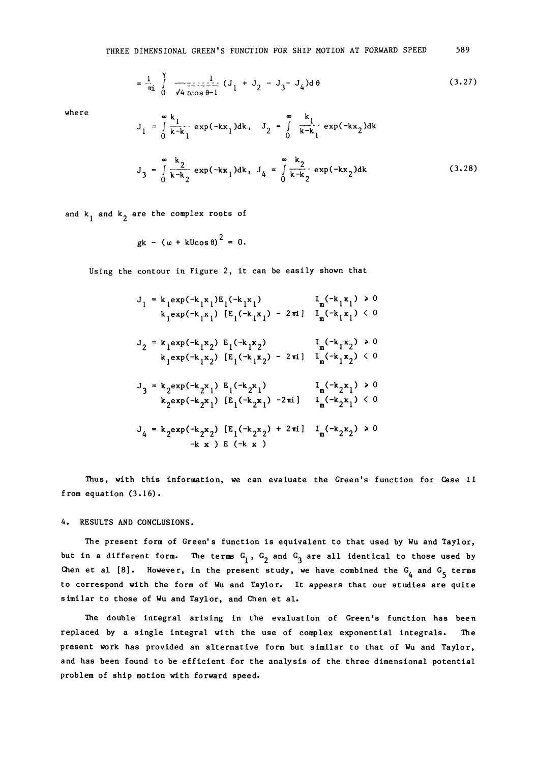$$= \frac{1}{\pi i} \int_0^{\gamma} \frac{1}{\sqrt{4\tau\cos\theta - 1}} (J_1 + J_2 - J_3 - J_4) d\theta \tag{3.27}$$

where

$$J_1 = \int_0^{\infty} \frac{k_1}{k - k_1} \exp(-kx_1) dk, \quad J_2 = \int_0^{\infty} \frac{k_1}{k - k_1} \exp(-kx_2) dk$$

$$J_3 = \int_0^{\infty} \frac{k_2}{k - k_2} \exp(-kx_1) dk, \quad J_4 = \int_0^{\infty} \frac{k_2}{k - k_2} \exp(-kx_2) dk \tag{3.28}$$

and $k_1$ and $k_2$ are the complex roots of

$$gk - (\omega + kU\cos\theta)^2 = 0.$$

Using the contour in Figure 2, it can be easily shown that

$$J_1 = \begin{cases} k_1 \exp(-k_1 x_1) E_1(-k_1 x_1) & I_m(-k_1 x_1) > 0 \\ k_1 \exp(-k_1 x_1) \, [E_1(-k_1 x_1) - 2\pi i] & I_m(-k_1 x_1) < 0 \end{cases}$$

$$J_2 = \begin{cases} k_1 \exp(-k_1 x_2) \, E_1(-k_1 x_2) & I_m(-k_1 x_2) > 0 \\ k_1 \exp(-k_1 x_2) \, [E_1(-k_1 x_2) - 2\pi i] & I_m(-k_1 x_2) < 0 \end{cases}$$

$$J_3 = \begin{cases} k_2 \exp(-k_2 x_1) \, E_1(-k_2 x_1) & I_m(-k_2 x_1) > 0 \\ k_2 \exp(-k_2 x_1) \, [E_1(-k_2 x_1) - 2\pi i] & I_m(-k_2 x_1) < 0 \end{cases}$$

$$J_4 = k_2 \exp(-k_2 x_2) \, [E_1(-k_2 x_2) + 2\pi i] \quad I_m(-k_2 x_2) > 0$$
$$-k\ x\ )\ E\ (-k\ x\ )$$

Thus, with this information, we can evaluate the Green's function for Case II from equation (3.16).

## 4. RESULTS AND CONCLUSIONS.

The present form of Green's function is equivalent to that used by Wu and Taylor, but in a different form. The terms $G_1$, $G_2$ and $G_3$ are all identical to those used by Chen et al [8]. However, in the present study, we have combined the $G_4$ and $G_5$ terms to correspond with the form of Wu and Taylor. It appears that our studies are quite similar to those of Wu and Taylor, and Chen et al.

The double integral arising in the evaluation of Green's function has been replaced by a single integral with the use of complex exponential integrals. The present work has provided an alternative form but similar to that of Wu and Taylor, and has been found to be efficient for the analysis of the three dimensional potential problem of ship motion with forward speed.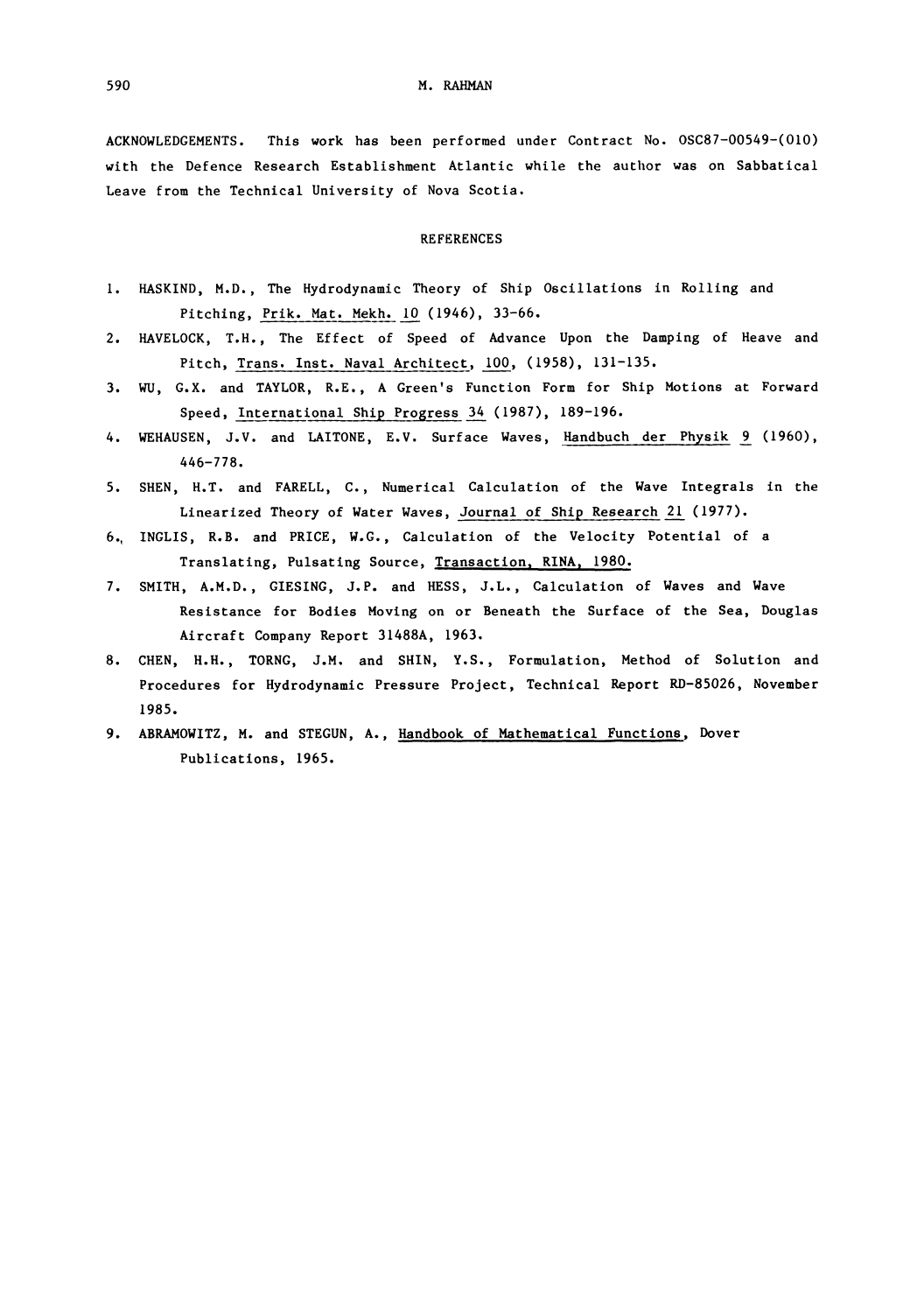ACKNOWLEDGEMENTS. This work has been performed under Contract No. OSC87-00549-(010) with the Defence Research Establishment Atlantic while the author was on Sabbatical Leave from the Technical University of Nova Scotia.

## REFERENCES

1. HASKIND, M.D., The Hydrodynamic Theory of Ship Oscillations in Rolling and Pitching, Prik. Mat. Mekh. 10 (1946), 33-66.
2. HAVELOCK, T.H., The Effect of Speed of Advance Upon the Damping of Heave and Pitch, Trans. Inst. Naval Architect, 100, (1958), 131-135.
3. WU, G.X. and TAYLOR, R.E., A Green's Function Form for Ship Motions at Forward Speed, International Ship Progress 34 (1987), 189-196.
4. WEHAUSEN, J.V. and LAITONE, E.V. Surface Waves, Handbuch der Physik 9 (1960), 446-778.
5. SHEN, H.T. and FARELL, C., Numerical Calculation of the Wave Integrals in the Linearized Theory of Water Waves, Journal of Ship Research 21 (1977).
6. INGLIS, R.B. and PRICE, W.G., Calculation of the Velocity Potential of a Translating, Pulsating Source, Transaction, RINA, 1980.
7. SMITH, A.M.D., GIESING, J.P. and HESS, J.L., Calculation of Waves and Wave Resistance for Bodies Moving on or Beneath the Surface of the Sea, Douglas Aircraft Company Report 31488A, 1963.
8. CHEN, H.H., TORNG, J.M. and SHIN, Y.S., Formulation, Method of Solution and Procedures for Hydrodynamic Pressure Project, Technical Report RD-85026, November 1985.
9. ABRAMOWITZ, M. and STEGUN, A., Handbook of Mathematical Functions, Dover Publications, 1965.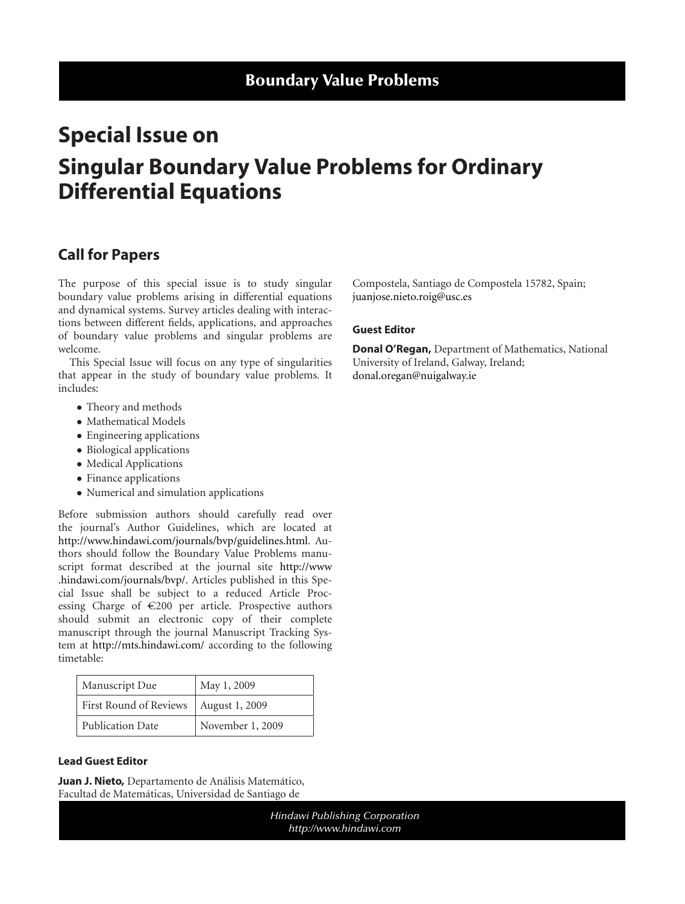# Boundary Value Problems

# Special Issue on Singular Boundary Value Problems for Ordinary Differential Equations

## Call for Papers

The purpose of this special issue is to study singular boundary value problems arising in differential equations and dynamical systems. Survey articles dealing with interactions between different fields, applications, and approaches of boundary value problems and singular problems are welcome.

This Special Issue will focus on any type of singularities that appear in the study of boundary value problems. It includes:

- Theory and methods
- Mathematical Models
- Engineering applications
- Biological applications
- Medical Applications
- Finance applications
- Numerical and simulation applications

Before submission authors should carefully read over the journal's Author Guidelines, which are located at http://www.hindawi.com/journals/bvp/guidelines.html. Authors should follow the Boundary Value Problems manuscript format described at the journal site http://www.hindawi.com/journals/bvp/. Articles published in this Special Issue shall be subject to a reduced Article Processing Charge of €200 per article. Prospective authors should submit an electronic copy of their complete manuscript through the journal Manuscript Tracking System at http://mts.hindawi.com/ according to the following timetable:

| | |
|---|---|
| Manuscript Due | May 1, 2009 |
| First Round of Reviews | August 1, 2009 |
| Publication Date | November 1, 2009 |

### Lead Guest Editor

**Juan J. Nieto,** Departamento de Análisis Matemático, Facultad de Matemáticas, Universidad de Santiago de Compostela, Santiago de Compostela 15782, Spain; juanjose.nieto.roig@usc.es

### Guest Editor

**Donal O'Regan,** Department of Mathematics, National University of Ireland, Galway, Ireland; donal.oregan@nuigalway.ie

Hindawi Publishing Corporation
http://www.hindawi.com